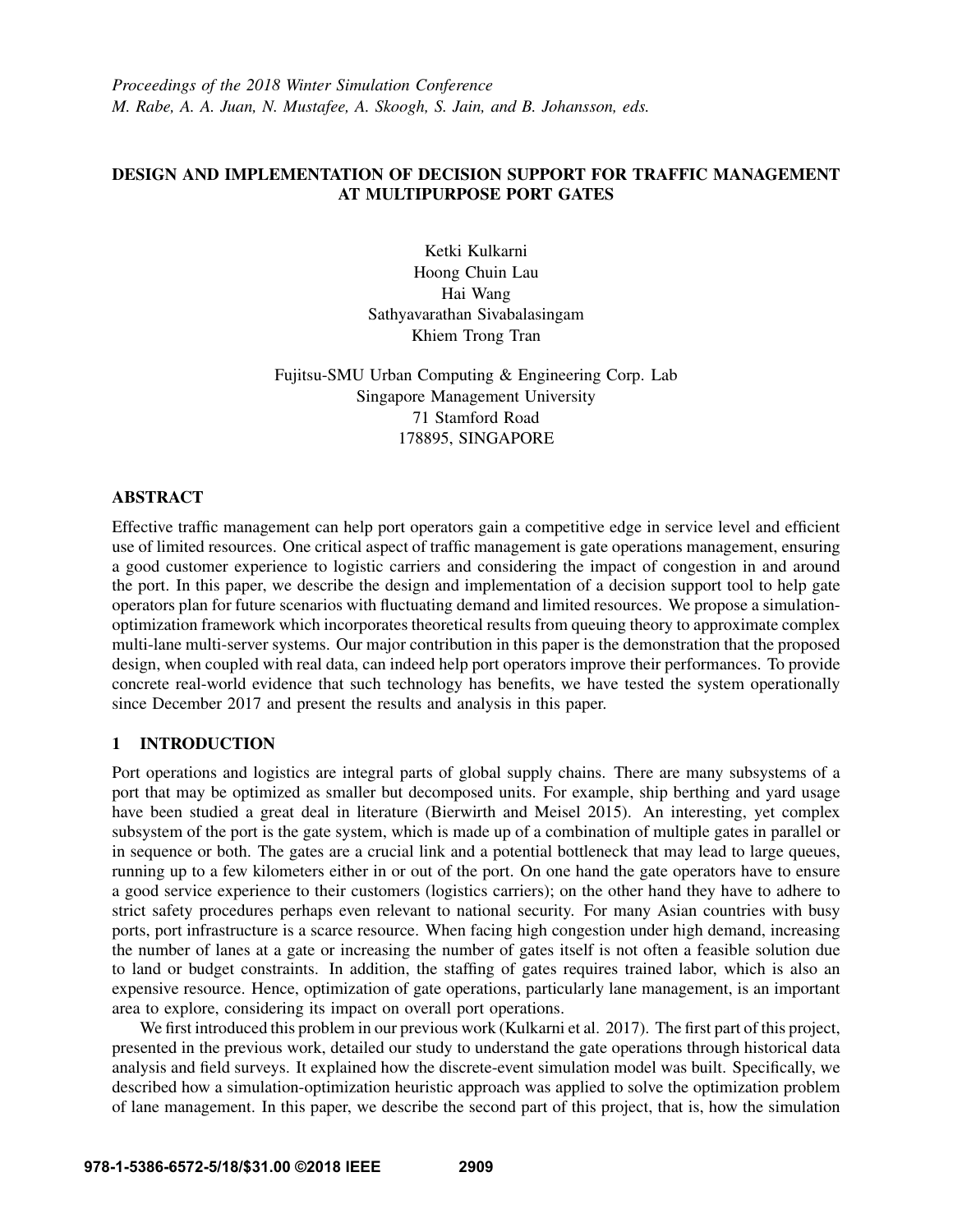*Proceedings of the 2018 Winter Simulation Conference*
*M. Rabe, A. A. Juan, N. Mustafee, A. Skoogh, S. Jain, and B. Johansson, eds.*

# DESIGN AND IMPLEMENTATION OF DECISION SUPPORT FOR TRAFFIC MANAGEMENT AT MULTIPURPOSE PORT GATES

Ketki Kulkarni
Hoong Chuin Lau
Hai Wang
Sathyavarathan Sivabalasingam
Khiem Trong Tran

Fujitsu-SMU Urban Computing & Engineering Corp. Lab
Singapore Management University
71 Stamford Road
178895, SINGAPORE

## ABSTRACT

Effective traffic management can help port operators gain a competitive edge in service level and efficient use of limited resources. One critical aspect of traffic management is gate operations management, ensuring a good customer experience to logistic carriers and considering the impact of congestion in and around the port. In this paper, we describe the design and implementation of a decision support tool to help gate operators plan for future scenarios with fluctuating demand and limited resources. We propose a simulation-optimization framework which incorporates theoretical results from queuing theory to approximate complex multi-lane multi-server systems. Our major contribution in this paper is the demonstration that the proposed design, when coupled with real data, can indeed help port operators improve their performances. To provide concrete real-world evidence that such technology has benefits, we have tested the system operationally since December 2017 and present the results and analysis in this paper.

## 1 INTRODUCTION

Port operations and logistics are integral parts of global supply chains. There are many subsystems of a port that may be optimized as smaller but decomposed units. For example, ship berthing and yard usage have been studied a great deal in literature (Bierwirth and Meisel 2015). An interesting, yet complex subsystem of the port is the gate system, which is made up of a combination of multiple gates in parallel or in sequence or both. The gates are a crucial link and a potential bottleneck that may lead to large queues, running up to a few kilometers either in or out of the port. On one hand the gate operators have to ensure a good service experience to their customers (logistics carriers); on the other hand they have to adhere to strict safety procedures perhaps even relevant to national security. For many Asian countries with busy ports, port infrastructure is a scarce resource. When facing high congestion under high demand, increasing the number of lanes at a gate or increasing the number of gates itself is not often a feasible solution due to land or budget constraints. In addition, the staffing of gates requires trained labor, which is also an expensive resource. Hence, optimization of gate operations, particularly lane management, is an important area to explore, considering its impact on overall port operations.

We first introduced this problem in our previous work (Kulkarni et al. 2017). The first part of this project, presented in the previous work, detailed our study to understand the gate operations through historical data analysis and field surveys. It explained how the discrete-event simulation model was built. Specifically, we described how a simulation-optimization heuristic approach was applied to solve the optimization problem of lane management. In this paper, we describe the second part of this project, that is, how the simulation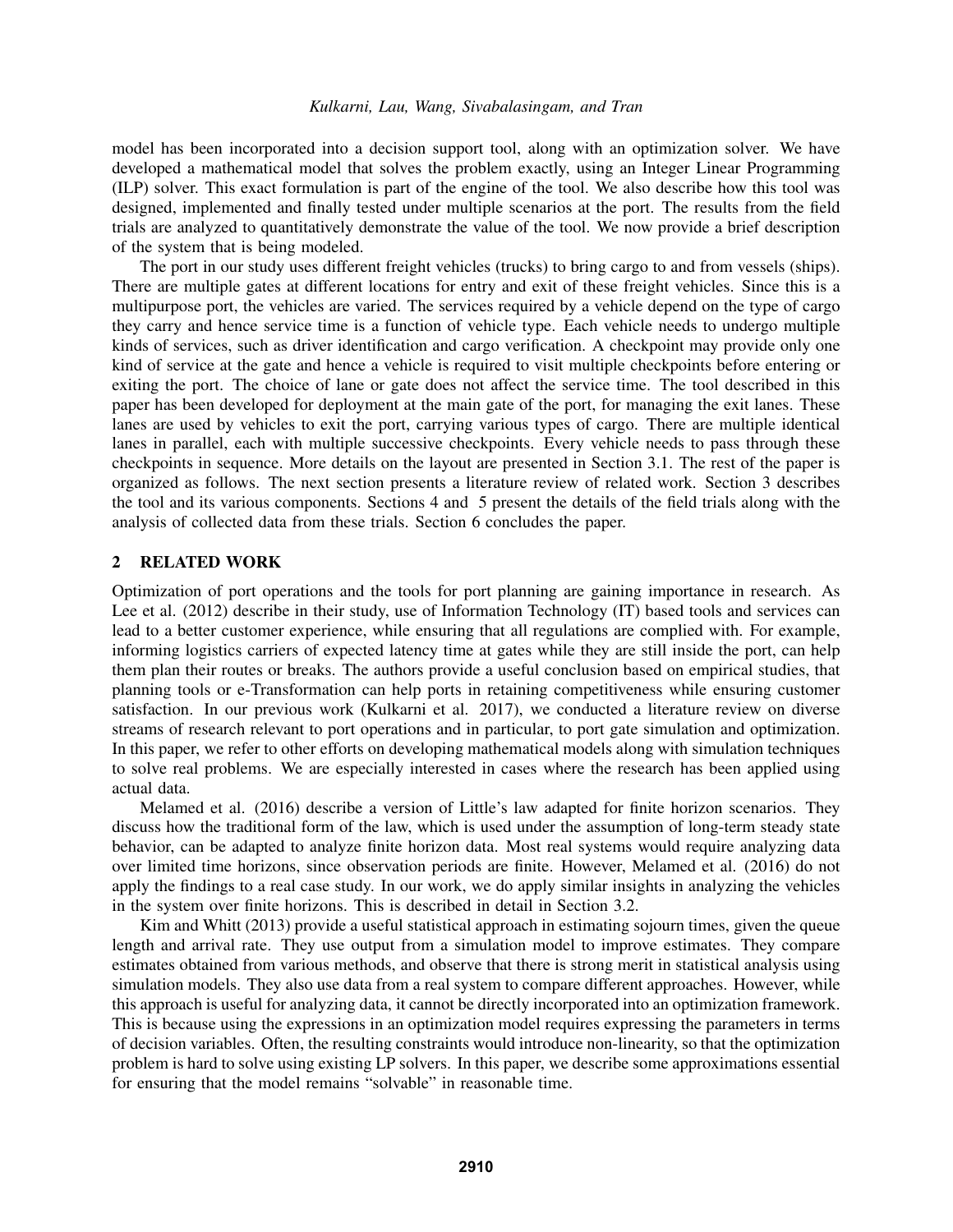model has been incorporated into a decision support tool, along with an optimization solver. We have developed a mathematical model that solves the problem exactly, using an Integer Linear Programming (ILP) solver. This exact formulation is part of the engine of the tool. We also describe how this tool was designed, implemented and finally tested under multiple scenarios at the port. The results from the field trials are analyzed to quantitatively demonstrate the value of the tool. We now provide a brief description of the system that is being modeled.

The port in our study uses different freight vehicles (trucks) to bring cargo to and from vessels (ships). There are multiple gates at different locations for entry and exit of these freight vehicles. Since this is a multipurpose port, the vehicles are varied. The services required by a vehicle depend on the type of cargo they carry and hence service time is a function of vehicle type. Each vehicle needs to undergo multiple kinds of services, such as driver identification and cargo verification. A checkpoint may provide only one kind of service at the gate and hence a vehicle is required to visit multiple checkpoints before entering or exiting the port. The choice of lane or gate does not affect the service time. The tool described in this paper has been developed for deployment at the main gate of the port, for managing the exit lanes. These lanes are used by vehicles to exit the port, carrying various types of cargo. There are multiple identical lanes in parallel, each with multiple successive checkpoints. Every vehicle needs to pass through these checkpoints in sequence. More details on the layout are presented in Section 3.1. The rest of the paper is organized as follows. The next section presents a literature review of related work. Section 3 describes the tool and its various components. Sections 4 and 5 present the details of the field trials along with the analysis of collected data from these trials. Section 6 concludes the paper.

## 2 RELATED WORK

Optimization of port operations and the tools for port planning are gaining importance in research. As Lee et al. (2012) describe in their study, use of Information Technology (IT) based tools and services can lead to a better customer experience, while ensuring that all regulations are complied with. For example, informing logistics carriers of expected latency time at gates while they are still inside the port, can help them plan their routes or breaks. The authors provide a useful conclusion based on empirical studies, that planning tools or e-Transformation can help ports in retaining competitiveness while ensuring customer satisfaction. In our previous work (Kulkarni et al. 2017), we conducted a literature review on diverse streams of research relevant to port operations and in particular, to port gate simulation and optimization. In this paper, we refer to other efforts on developing mathematical models along with simulation techniques to solve real problems. We are especially interested in cases where the research has been applied using actual data.

Melamed et al. (2016) describe a version of Little's law adapted for finite horizon scenarios. They discuss how the traditional form of the law, which is used under the assumption of long-term steady state behavior, can be adapted to analyze finite horizon data. Most real systems would require analyzing data over limited time horizons, since observation periods are finite. However, Melamed et al. (2016) do not apply the findings to a real case study. In our work, we do apply similar insights in analyzing the vehicles in the system over finite horizons. This is described in detail in Section 3.2.

Kim and Whitt (2013) provide a useful statistical approach in estimating sojourn times, given the queue length and arrival rate. They use output from a simulation model to improve estimates. They compare estimates obtained from various methods, and observe that there is strong merit in statistical analysis using simulation models. They also use data from a real system to compare different approaches. However, while this approach is useful for analyzing data, it cannot be directly incorporated into an optimization framework. This is because using the expressions in an optimization model requires expressing the parameters in terms of decision variables. Often, the resulting constraints would introduce non-linearity, so that the optimization problem is hard to solve using existing LP solvers. In this paper, we describe some approximations essential for ensuring that the model remains "solvable" in reasonable time.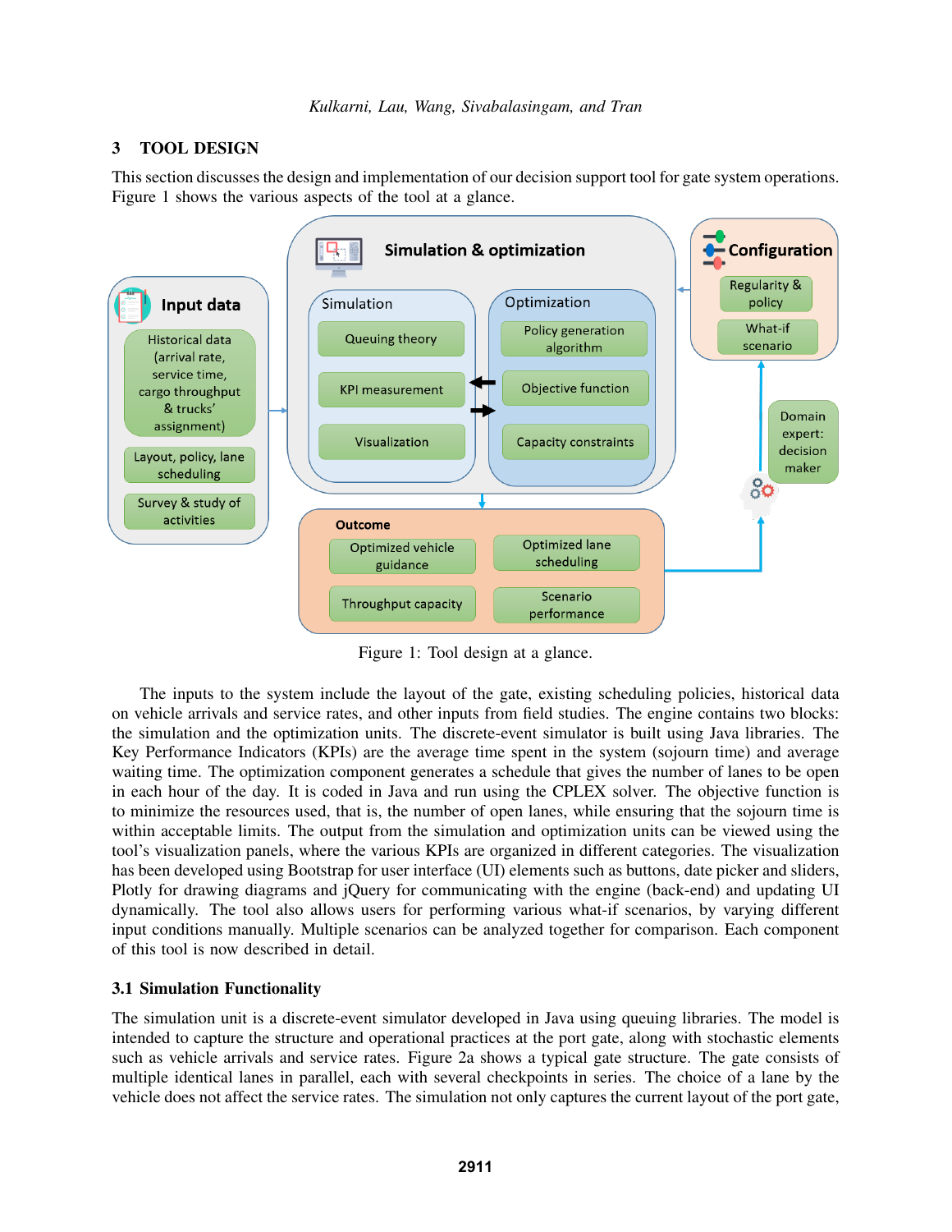## 3 TOOL DESIGN

This section discusses the design and implementation of our decision support tool for gate system operations. Figure 1 shows the various aspects of the tool at a glance.

Figure 1: Tool design at a glance.

The inputs to the system include the layout of the gate, existing scheduling policies, historical data on vehicle arrivals and service rates, and other inputs from field studies. The engine contains two blocks: the simulation and the optimization units. The discrete-event simulator is built using Java libraries. The Key Performance Indicators (KPIs) are the average time spent in the system (sojourn time) and average waiting time. The optimization component generates a schedule that gives the number of lanes to be open in each hour of the day. It is coded in Java and run using the CPLEX solver. The objective function is to minimize the resources used, that is, the number of open lanes, while ensuring that the sojourn time is within acceptable limits. The output from the simulation and optimization units can be viewed using the tool's visualization panels, where the various KPIs are organized in different categories. The visualization has been developed using Bootstrap for user interface (UI) elements such as buttons, date picker and sliders, Plotly for drawing diagrams and jQuery for communicating with the engine (back-end) and updating UI dynamically. The tool also allows users for performing various what-if scenarios, by varying different input conditions manually. Multiple scenarios can be analyzed together for comparison. Each component of this tool is now described in detail.

### 3.1 Simulation Functionality

The simulation unit is a discrete-event simulator developed in Java using queuing libraries. The model is intended to capture the structure and operational practices at the port gate, along with stochastic elements such as vehicle arrivals and service rates. Figure 2a shows a typical gate structure. The gate consists of multiple identical lanes in parallel, each with several checkpoints in series. The choice of a lane by the vehicle does not affect the service rates. The simulation not only captures the current layout of the port gate,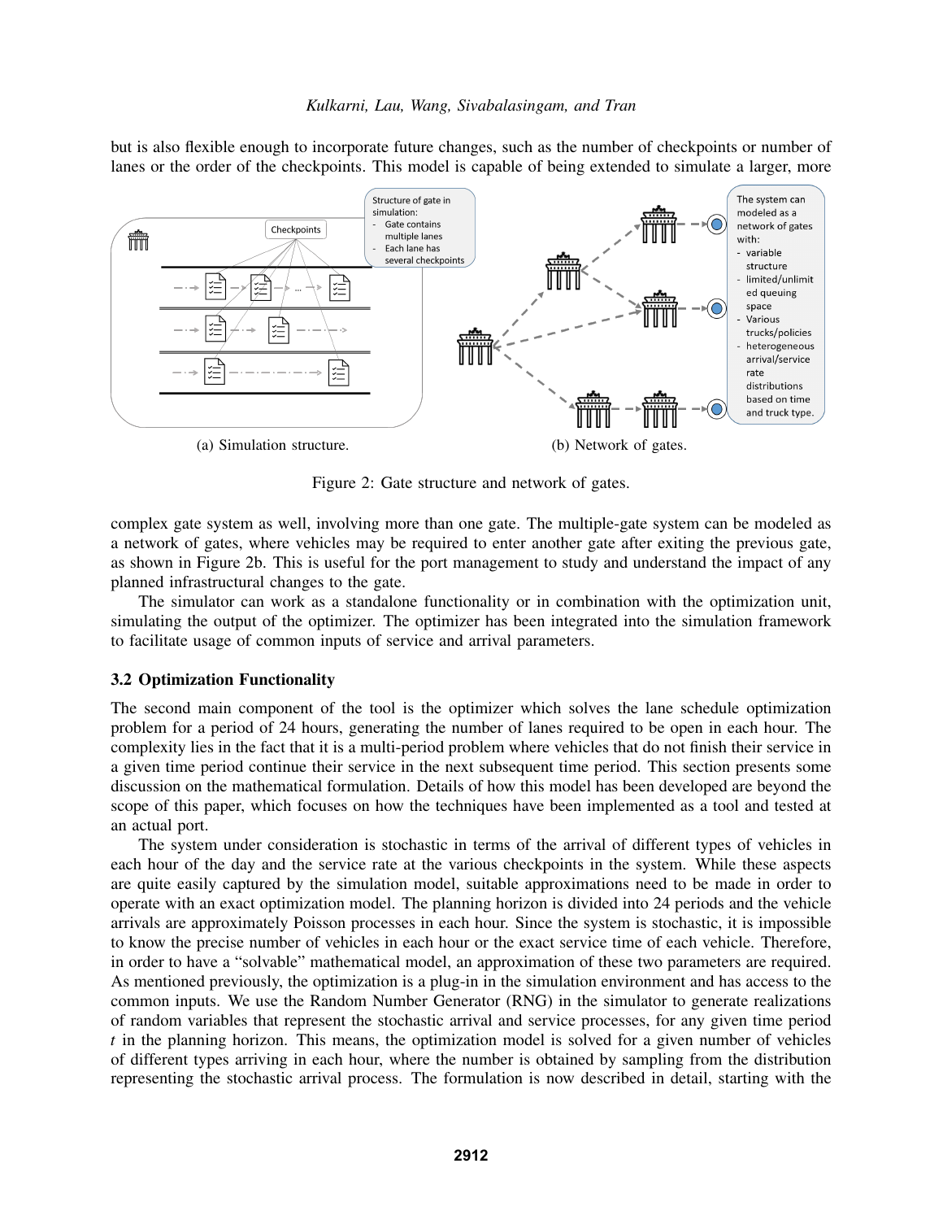but is also flexible enough to incorporate future changes, such as the number of checkpoints or number of lanes or the order of the checkpoints. This model is capable of being extended to simulate a larger, more

(a) Simulation structure.

(b) Network of gates.

Figure 2: Gate structure and network of gates.

complex gate system as well, involving more than one gate. The multiple-gate system can be modeled as a network of gates, where vehicles may be required to enter another gate after exiting the previous gate, as shown in Figure 2b. This is useful for the port management to study and understand the impact of any planned infrastructural changes to the gate.

The simulator can work as a standalone functionality or in combination with the optimization unit, simulating the output of the optimizer. The optimizer has been integrated into the simulation framework to facilitate usage of common inputs of service and arrival parameters.

### 3.2 Optimization Functionality

The second main component of the tool is the optimizer which solves the lane schedule optimization problem for a period of 24 hours, generating the number of lanes required to be open in each hour. The complexity lies in the fact that it is a multi-period problem where vehicles that do not finish their service in a given time period continue their service in the next subsequent time period. This section presents some discussion on the mathematical formulation. Details of how this model has been developed are beyond the scope of this paper, which focuses on how the techniques have been implemented as a tool and tested at an actual port.

The system under consideration is stochastic in terms of the arrival of different types of vehicles in each hour of the day and the service rate at the various checkpoints in the system. While these aspects are quite easily captured by the simulation model, suitable approximations need to be made in order to operate with an exact optimization model. The planning horizon is divided into 24 periods and the vehicle arrivals are approximately Poisson processes in each hour. Since the system is stochastic, it is impossible to know the precise number of vehicles in each hour or the exact service time of each vehicle. Therefore, in order to have a "solvable" mathematical model, an approximation of these two parameters are required. As mentioned previously, the optimization is a plug-in in the simulation environment and has access to the common inputs. We use the Random Number Generator (RNG) in the simulator to generate realizations of random variables that represent the stochastic arrival and service processes, for any given time period $t$ in the planning horizon. This means, the optimization model is solved for a given number of vehicles of different types arriving in each hour, where the number is obtained by sampling from the distribution representing the stochastic arrival process. The formulation is now described in detail, starting with the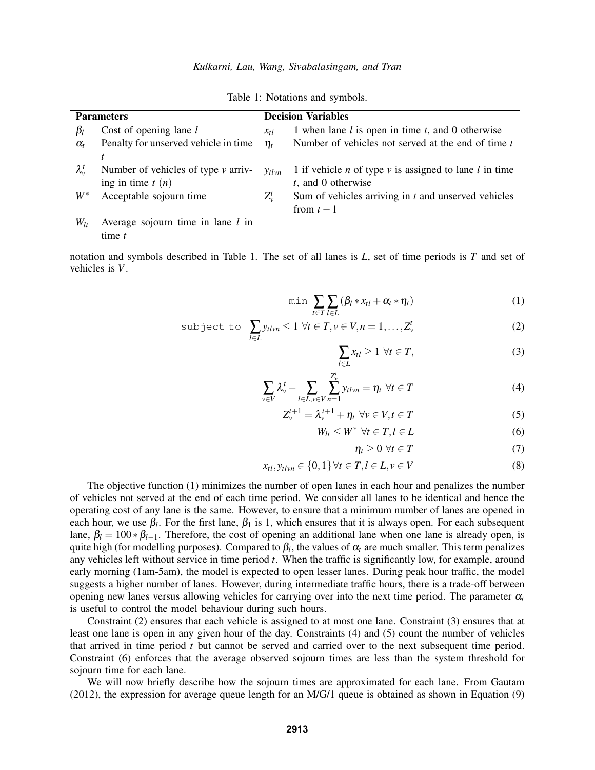Table 1: Notations and symbols.

| Parameters | | Decision Variables | |
|---|---|---|---|
| $\beta_l$ | Cost of opening lane $l$ | $x_{tl}$ | 1 when lane $l$ is open in time $t$, and 0 otherwise |
| $\alpha_t$ | Penalty for unserved vehicle in time $t$ | $\eta_t$ | Number of vehicles not served at the end of time $t$ |
| $\lambda_v^t$ | Number of vehicles of type $v$ arriving in time $t$ ($n$) | $y_{tlvn}$ | 1 if vehicle $n$ of type $v$ is assigned to lane $l$ in time $t$, and 0 otherwise |
| $W^*$ | Acceptable sojourn time | $Z_v^t$ | Sum of vehicles arriving in $t$ and unserved vehicles from $t-1$ |
| $W_{lt}$ | Average sojourn time in lane $l$ in time $t$ | | |

notation and symbols described in Table 1. The set of all lanes is $L$, set of time periods is $T$ and set of vehicles is $V$.

$$\min \sum_{t \in T} \sum_{l \in L} (\beta_l * x_{tl} + \alpha_t * \eta_t) \tag{1}$$

$$\text{subject to} \quad \sum_{l \in L} y_{tlvn} \leq 1 \;\; \forall t \in T, v \in V, n = 1, \ldots, Z_v^t \tag{2}$$

$$\sum_{l \in L} x_{tl} \geq 1 \;\; \forall t \in T, \tag{3}$$

$$\sum_{v \in V} \lambda_v^t - \sum_{l \in L, v \in V} \sum_{n=1}^{Z_v^t} y_{tlvn} = \eta_t \;\; \forall t \in T \tag{4}$$

$$Z_v^{t+1} = \lambda_v^{t+1} + \eta_t \;\; \forall v \in V, t \in T \tag{5}$$

$$W_{lt} \leq W^* \;\; \forall t \in T, l \in L \tag{6}$$

$$\eta_t \geq 0 \;\; \forall t \in T \tag{7}$$

$$x_{tl}, y_{tlvn} \in \{0, 1\} \forall t \in T, l \in L, v \in V \tag{8}$$

The objective function (1) minimizes the number of open lanes in each hour and penalizes the number of vehicles not served at the end of each time period. We consider all lanes to be identical and hence the operating cost of any lane is the same. However, to ensure that a minimum number of lanes are opened in each hour, we use $\beta_l$. For the first lane, $\beta_1$ is 1, which ensures that it is always open. For each subsequent lane, $\beta_l = 100 * \beta_{l-1}$. Therefore, the cost of opening an additional lane when one lane is already open, is quite high (for modelling purposes). Compared to $\beta_l$, the values of $\alpha_t$ are much smaller. This term penalizes any vehicles left without service in time period $t$. When the traffic is significantly low, for example, around early morning (1am-5am), the model is expected to open lesser lanes. During peak hour traffic, the model suggests a higher number of lanes. However, during intermediate traffic hours, there is a trade-off between opening new lanes versus allowing vehicles for carrying over into the next time period. The parameter $\alpha_t$ is useful to control the model behaviour during such hours.

Constraint (2) ensures that each vehicle is assigned to at most one lane. Constraint (3) ensures that at least one lane is open in any given hour of the day. Constraints (4) and (5) count the number of vehicles that arrived in time period $t$ but cannot be served and carried over to the next subsequent time period. Constraint (6) enforces that the average observed sojourn times are less than the system threshold for sojourn time for each lane.

We will now briefly describe how the sojourn times are approximated for each lane. From Gautam (2012), the expression for average queue length for an M/G/1 queue is obtained as shown in Equation (9)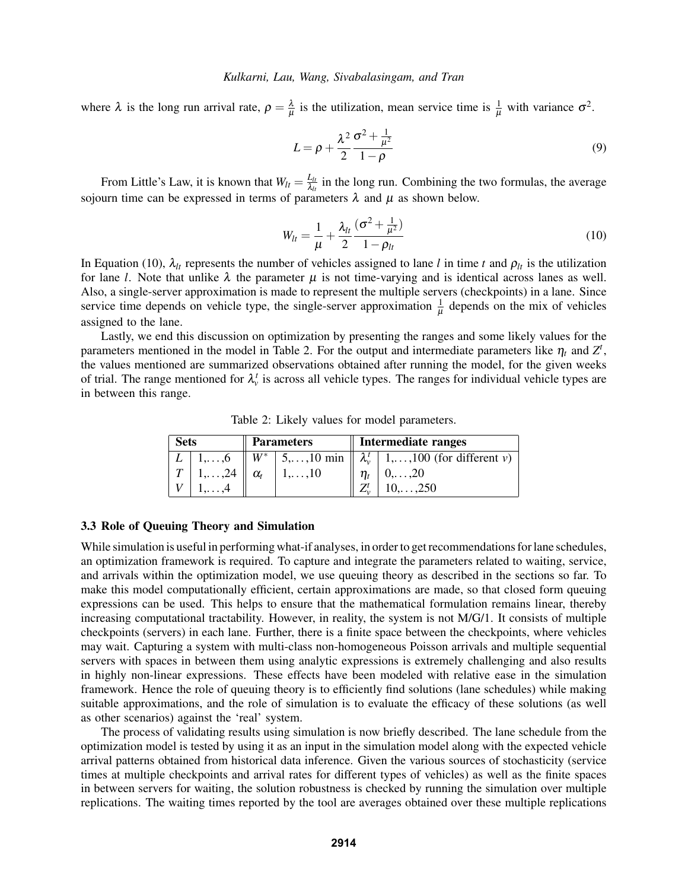where $\lambda$ is the long run arrival rate, $\rho = \frac{\lambda}{\mu}$ is the utilization, mean service time is $\frac{1}{\mu}$ with variance $\sigma^2$.

$$L = \rho + \frac{\lambda^2}{2} \frac{\sigma^2 + \frac{1}{\mu^2}}{1 - \rho} \tag{9}$$

From Little's Law, it is known that $W_{lt} = \frac{L_{lt}}{\lambda_{lt}}$ in the long run. Combining the two formulas, the average sojourn time can be expressed in terms of parameters $\lambda$ and $\mu$ as shown below.

$$W_{lt} = \frac{1}{\mu} + \frac{\lambda_{lt}}{2} \frac{(\sigma^2 + \frac{1}{\mu^2})}{1 - \rho_{lt}} \tag{10}$$

In Equation (10), $\lambda_{lt}$ represents the number of vehicles assigned to lane $l$ in time $t$ and $\rho_{lt}$ is the utilization for lane $l$. Note that unlike $\lambda$ the parameter $\mu$ is not time-varying and is identical across lanes as well. Also, a single-server approximation is made to represent the multiple servers (checkpoints) in a lane. Since service time depends on vehicle type, the single-server approximation $\frac{1}{\mu}$ depends on the mix of vehicles assigned to the lane.

Lastly, we end this discussion on optimization by presenting the ranges and some likely values for the parameters mentioned in the model in Table 2. For the output and intermediate parameters like $\eta_t$ and $Z^t$, the values mentioned are summarized observations obtained after running the model, for the given weeks of trial. The range mentioned for $\lambda_v^t$ is across all vehicle types. The ranges for individual vehicle types are in between this range.

Table 2: Likely values for model parameters.

| **Sets** | | **Parameters** | | **Intermediate ranges** | |
|---|---|---|---|---|---|
| $L$ | 1,...,6 | $W^*$ | 5,...,10 min | $\lambda_v^t$ | 1,...,100 (for different $v$) |
| $T$ | 1,...,24 | $\alpha_t$ | 1,...,10 | $\eta_t$ | 0,...,20 |
| $V$ | 1,...,4 | | | $Z_v^t$ | 10,...,250 |

### 3.3 Role of Queuing Theory and Simulation

While simulation is useful in performing what-if analyses, in order to get recommendations for lane schedules, an optimization framework is required. To capture and integrate the parameters related to waiting, service, and arrivals within the optimization model, we use queuing theory as described in the sections so far. To make this model computationally efficient, certain approximations are made, so that closed form queuing expressions can be used. This helps to ensure that the mathematical formulation remains linear, thereby increasing computational tractability. However, in reality, the system is not M/G/1. It consists of multiple checkpoints (servers) in each lane. Further, there is a finite space between the checkpoints, where vehicles may wait. Capturing a system with multi-class non-homogeneous Poisson arrivals and multiple sequential servers with spaces in between them using analytic expressions is extremely challenging and also results in highly non-linear expressions. These effects have been modeled with relative ease in the simulation framework. Hence the role of queuing theory is to efficiently find solutions (lane schedules) while making suitable approximations, and the role of simulation is to evaluate the efficacy of these solutions (as well as other scenarios) against the 'real' system.

The process of validating results using simulation is now briefly described. The lane schedule from the optimization model is tested by using it as an input in the simulation model along with the expected vehicle arrival patterns obtained from historical data inference. Given the various sources of stochasticity (service times at multiple checkpoints and arrival rates for different types of vehicles) as well as the finite spaces in between servers for waiting, the solution robustness is checked by running the simulation over multiple replications. The waiting times reported by the tool are averages obtained over these multiple replications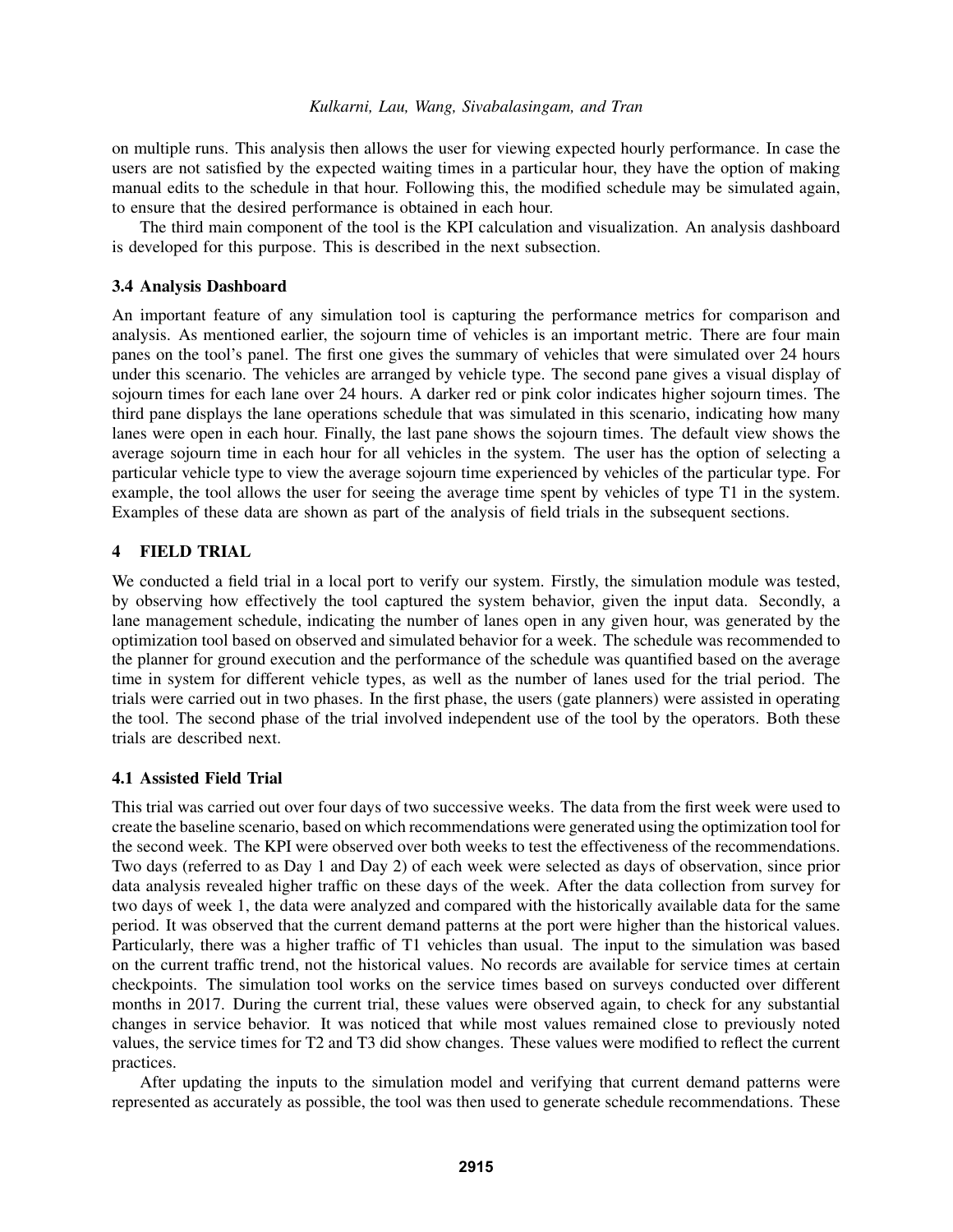on multiple runs. This analysis then allows the user for viewing expected hourly performance. In case the users are not satisfied by the expected waiting times in a particular hour, they have the option of making manual edits to the schedule in that hour. Following this, the modified schedule may be simulated again, to ensure that the desired performance is obtained in each hour.

The third main component of the tool is the KPI calculation and visualization. An analysis dashboard is developed for this purpose. This is described in the next subsection.

### 3.4 Analysis Dashboard

An important feature of any simulation tool is capturing the performance metrics for comparison and analysis. As mentioned earlier, the sojourn time of vehicles is an important metric. There are four main panes on the tool's panel. The first one gives the summary of vehicles that were simulated over 24 hours under this scenario. The vehicles are arranged by vehicle type. The second pane gives a visual display of sojourn times for each lane over 24 hours. A darker red or pink color indicates higher sojourn times. The third pane displays the lane operations schedule that was simulated in this scenario, indicating how many lanes were open in each hour. Finally, the last pane shows the sojourn times. The default view shows the average sojourn time in each hour for all vehicles in the system. The user has the option of selecting a particular vehicle type to view the average sojourn time experienced by vehicles of the particular type. For example, the tool allows the user for seeing the average time spent by vehicles of type T1 in the system. Examples of these data are shown as part of the analysis of field trials in the subsequent sections.

## 4 FIELD TRIAL

We conducted a field trial in a local port to verify our system. Firstly, the simulation module was tested, by observing how effectively the tool captured the system behavior, given the input data. Secondly, a lane management schedule, indicating the number of lanes open in any given hour, was generated by the optimization tool based on observed and simulated behavior for a week. The schedule was recommended to the planner for ground execution and the performance of the schedule was quantified based on the average time in system for different vehicle types, as well as the number of lanes used for the trial period. The trials were carried out in two phases. In the first phase, the users (gate planners) were assisted in operating the tool. The second phase of the trial involved independent use of the tool by the operators. Both these trials are described next.

### 4.1 Assisted Field Trial

This trial was carried out over four days of two successive weeks. The data from the first week were used to create the baseline scenario, based on which recommendations were generated using the optimization tool for the second week. The KPI were observed over both weeks to test the effectiveness of the recommendations. Two days (referred to as Day 1 and Day 2) of each week were selected as days of observation, since prior data analysis revealed higher traffic on these days of the week. After the data collection from survey for two days of week 1, the data were analyzed and compared with the historically available data for the same period. It was observed that the current demand patterns at the port were higher than the historical values. Particularly, there was a higher traffic of T1 vehicles than usual. The input to the simulation was based on the current traffic trend, not the historical values. No records are available for service times at certain checkpoints. The simulation tool works on the service times based on surveys conducted over different months in 2017. During the current trial, these values were observed again, to check for any substantial changes in service behavior. It was noticed that while most values remained close to previously noted values, the service times for T2 and T3 did show changes. These values were modified to reflect the current practices.

After updating the inputs to the simulation model and verifying that current demand patterns were represented as accurately as possible, the tool was then used to generate schedule recommendations. These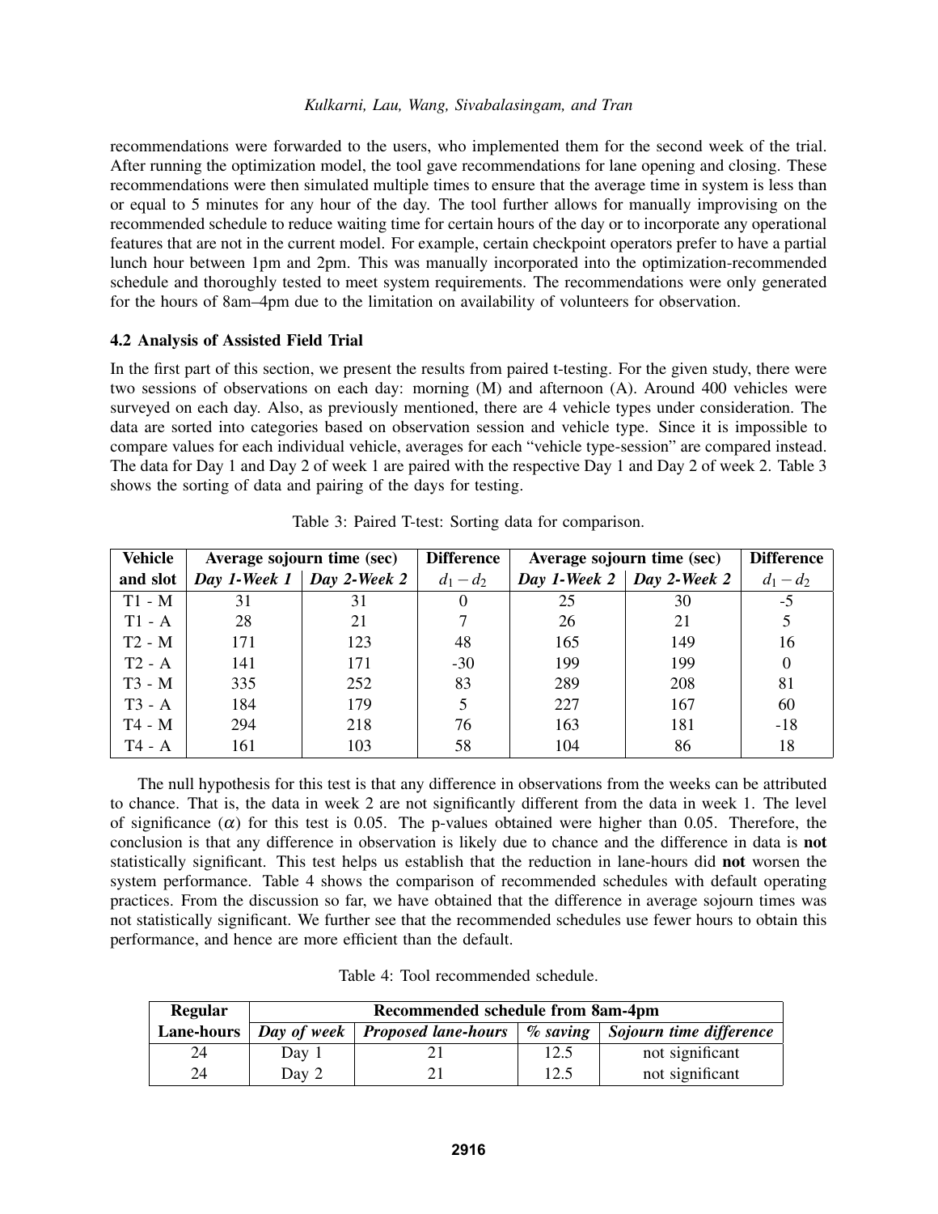recommendations were forwarded to the users, who implemented them for the second week of the trial. After running the optimization model, the tool gave recommendations for lane opening and closing. These recommendations were then simulated multiple times to ensure that the average time in system is less than or equal to 5 minutes for any hour of the day. The tool further allows for manually improvising on the recommended schedule to reduce waiting time for certain hours of the day or to incorporate any operational features that are not in the current model. For example, certain checkpoint operators prefer to have a partial lunch hour between 1pm and 2pm. This was manually incorporated into the optimization-recommended schedule and thoroughly tested to meet system requirements. The recommendations were only generated for the hours of 8am–4pm due to the limitation on availability of volunteers for observation.

### 4.2 Analysis of Assisted Field Trial

In the first part of this section, we present the results from paired t-testing. For the given study, there were two sessions of observations on each day: morning (M) and afternoon (A). Around 400 vehicles were surveyed on each day. Also, as previously mentioned, there are 4 vehicle types under consideration. The data are sorted into categories based on observation session and vehicle type. Since it is impossible to compare values for each individual vehicle, averages for each "vehicle type-session" are compared instead. The data for Day 1 and Day 2 of week 1 are paired with the respective Day 1 and Day 2 of week 2. Table 3 shows the sorting of data and pairing of the days for testing.

Table 3: Paired T-test: Sorting data for comparison.

| **Vehicle** | **Average sojourn time (sec)** | | **Difference** | **Average sojourn time (sec)** | | **Difference** |
|---|---|---|---|---|---|---|
| **and slot** | ***Day 1-Week 1*** | ***Day 2-Week 2*** | $d_1 - d_2$ | ***Day 1-Week 2*** | ***Day 2-Week 2*** | $d_1 - d_2$ |
| T1 - M | 31 | 31 | 0 | 25 | 30 | -5 |
| T1 - A | 28 | 21 | 7 | 26 | 21 | 5 |
| T2 - M | 171 | 123 | 48 | 165 | 149 | 16 |
| T2 - A | 141 | 171 | -30 | 199 | 199 | 0 |
| T3 - M | 335 | 252 | 83 | 289 | 208 | 81 |
| T3 - A | 184 | 179 | 5 | 227 | 167 | 60 |
| T4 - M | 294 | 218 | 76 | 163 | 181 | -18 |
| T4 - A | 161 | 103 | 58 | 104 | 86 | 18 |

The null hypothesis for this test is that any difference in observations from the weeks can be attributed to chance. That is, the data in week 2 are not significantly different from the data in week 1. The level of significance ($\alpha$) for this test is 0.05. The p-values obtained were higher than 0.05. Therefore, the conclusion is that any difference in observation is likely due to chance and the difference in data is **not** statistically significant. This test helps us establish that the reduction in lane-hours did **not** worsen the system performance. Table 4 shows the comparison of recommended schedules with default operating practices. From the discussion so far, we have obtained that the difference in average sojourn times was not statistically significant. We further see that the recommended schedules use fewer hours to obtain this performance, and hence are more efficient than the default.

Table 4: Tool recommended schedule.

| **Regular** | **Recommended schedule from 8am-4pm** | | | |
|---|---|---|---|---|
| **Lane-hours** | ***Day of week*** | ***Proposed lane-hours*** | ***% saving*** | ***Sojourn time difference*** |
| 24 | Day 1 | 21 | 12.5 | not significant |
| 24 | Day 2 | 21 | 12.5 | not significant |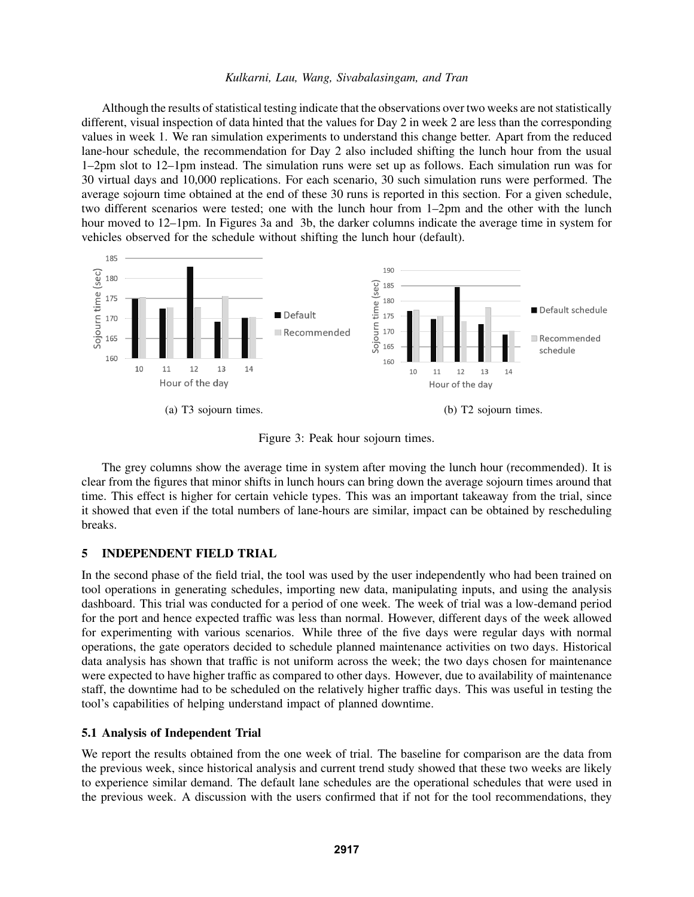Although the results of statistical testing indicate that the observations over two weeks are not statistically different, visual inspection of data hinted that the values for Day 2 in week 2 are less than the corresponding values in week 1. We ran simulation experiments to understand this change better. Apart from the reduced lane-hour schedule, the recommendation for Day 2 also included shifting the lunch hour from the usual 1–2pm slot to 12–1pm instead. The simulation runs were set up as follows. Each simulation run was for 30 virtual days and 10,000 replications. For each scenario, 30 such simulation runs were performed. The average sojourn time obtained at the end of these 30 runs is reported in this section. For a given schedule, two different scenarios were tested; one with the lunch hour from 1–2pm and the other with the lunch hour moved to 12–1pm. In Figures 3a and 3b, the darker columns indicate the average time in system for vehicles observed for the schedule without shifting the lunch hour (default).

(a) T3 sojourn times.

(b) T2 sojourn times.

Figure 3: Peak hour sojourn times.

The grey columns show the average time in system after moving the lunch hour (recommended). It is clear from the figures that minor shifts in lunch hours can bring down the average sojourn times around that time. This effect is higher for certain vehicle types. This was an important takeaway from the trial, since it showed that even if the total numbers of lane-hours are similar, impact can be obtained by rescheduling breaks.

## 5 INDEPENDENT FIELD TRIAL

In the second phase of the field trial, the tool was used by the user independently who had been trained on tool operations in generating schedules, importing new data, manipulating inputs, and using the analysis dashboard. This trial was conducted for a period of one week. The week of trial was a low-demand period for the port and hence expected traffic was less than normal. However, different days of the week allowed for experimenting with various scenarios. While three of the five days were regular days with normal operations, the gate operators decided to schedule planned maintenance activities on two days. Historical data analysis has shown that traffic is not uniform across the week; the two days chosen for maintenance were expected to have higher traffic as compared to other days. However, due to availability of maintenance staff, the downtime had to be scheduled on the relatively higher traffic days. This was useful in testing the tool's capabilities of helping understand impact of planned downtime.

### 5.1 Analysis of Independent Trial

We report the results obtained from the one week of trial. The baseline for comparison are the data from the previous week, since historical analysis and current trend study showed that these two weeks are likely to experience similar demand. The default lane schedules are the operational schedules that were used in the previous week. A discussion with the users confirmed that if not for the tool recommendations, they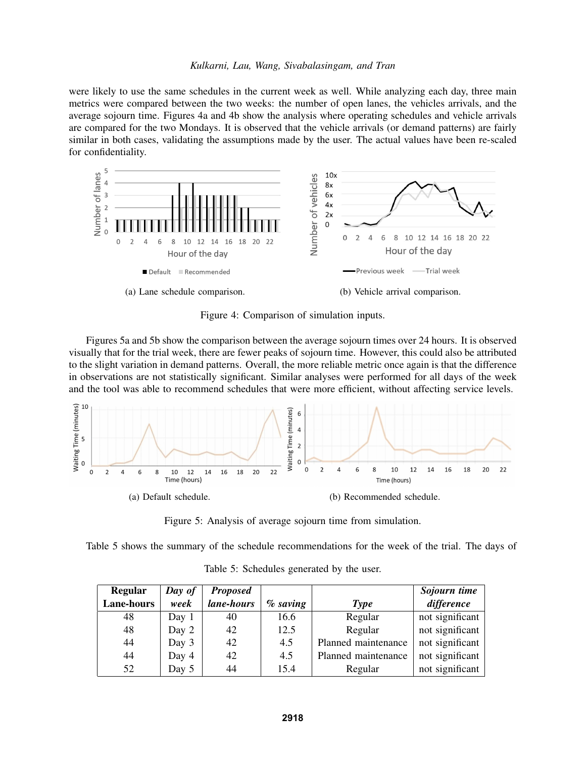were likely to use the same schedules in the current week as well. While analyzing each day, three main metrics were compared between the two weeks: the number of open lanes, the vehicles arrivals, and the average sojourn time. Figures 4a and 4b show the analysis where operating schedules and vehicle arrivals are compared for the two Mondays. It is observed that the vehicle arrivals (or demand patterns) are fairly similar in both cases, validating the assumptions made by the user. The actual values have been re-scaled for confidentiality.

(a) Lane schedule comparison.

(b) Vehicle arrival comparison.

Figure 4: Comparison of simulation inputs.

Figures 5a and 5b show the comparison between the average sojourn times over 24 hours. It is observed visually that for the trial week, there are fewer peaks of sojourn time. However, this could also be attributed to the slight variation in demand patterns. Overall, the more reliable metric once again is that the difference in observations are not statistically significant. Similar analyses were performed for all days of the week and the tool was able to recommend schedules that were more efficient, without affecting service levels.

(a) Default schedule.

(b) Recommended schedule.

Figure 5: Analysis of average sojourn time from simulation.

Table 5 shows the summary of the schedule recommendations for the week of the trial. The days of

Table 5: Schedules generated by the user.

| Regular Lane-hours | *Day of week* | *Proposed lane-hours* | *% saving* | *Type* | *Sojourn time difference* |
|---|---|---|---|---|---|
| 48 | Day 1 | 40 | 16.6 | Regular | not significant |
| 48 | Day 2 | 42 | 12.5 | Regular | not significant |
| 44 | Day 3 | 42 | 4.5 | Planned maintenance | not significant |
| 44 | Day 4 | 42 | 4.5 | Planned maintenance | not significant |
| 52 | Day 5 | 44 | 15.4 | Regular | not significant |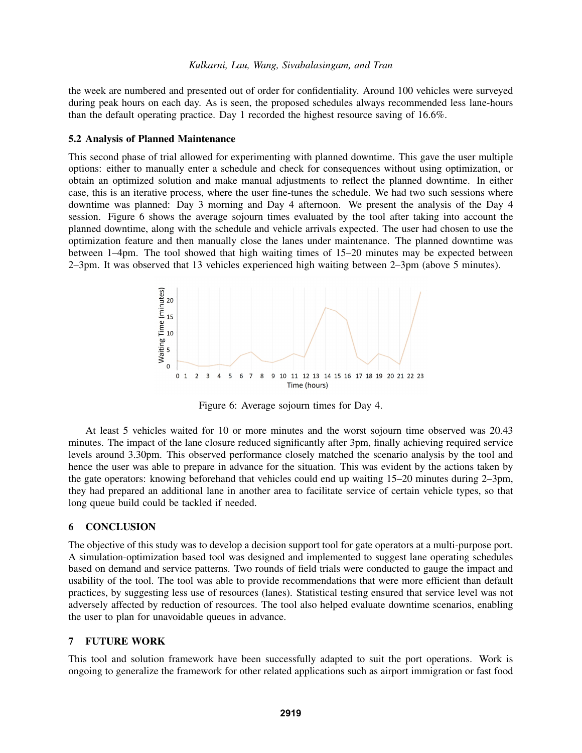the week are numbered and presented out of order for confidentiality. Around 100 vehicles were surveyed during peak hours on each day. As is seen, the proposed schedules always recommended less lane-hours than the default operating practice. Day 1 recorded the highest resource saving of 16.6%.

### 5.2 Analysis of Planned Maintenance

This second phase of trial allowed for experimenting with planned downtime. This gave the user multiple options: either to manually enter a schedule and check for consequences without using optimization, or obtain an optimized solution and make manual adjustments to reflect the planned downtime. In either case, this is an iterative process, where the user fine-tunes the schedule. We had two such sessions where downtime was planned: Day 3 morning and Day 4 afternoon. We present the analysis of the Day 4 session. Figure 6 shows the average sojourn times evaluated by the tool after taking into account the planned downtime, along with the schedule and vehicle arrivals expected. The user had chosen to use the optimization feature and then manually close the lanes under maintenance. The planned downtime was between 1–4pm. The tool showed that high waiting times of 15–20 minutes may be expected between 2–3pm. It was observed that 13 vehicles experienced high waiting between 2–3pm (above 5 minutes).

Figure 6: Average sojourn times for Day 4.

At least 5 vehicles waited for 10 or more minutes and the worst sojourn time observed was 20.43 minutes. The impact of the lane closure reduced significantly after 3pm, finally achieving required service levels around 3.30pm. This observed performance closely matched the scenario analysis by the tool and hence the user was able to prepare in advance for the situation. This was evident by the actions taken by the gate operators: knowing beforehand that vehicles could end up waiting 15–20 minutes during 2–3pm, they had prepared an additional lane in another area to facilitate service of certain vehicle types, so that long queue build could be tackled if needed.

## 6 CONCLUSION

The objective of this study was to develop a decision support tool for gate operators at a multi-purpose port. A simulation-optimization based tool was designed and implemented to suggest lane operating schedules based on demand and service patterns. Two rounds of field trials were conducted to gauge the impact and usability of the tool. The tool was able to provide recommendations that were more efficient than default practices, by suggesting less use of resources (lanes). Statistical testing ensured that service level was not adversely affected by reduction of resources. The tool also helped evaluate downtime scenarios, enabling the user to plan for unavoidable queues in advance.

## 7 FUTURE WORK

This tool and solution framework have been successfully adapted to suit the port operations. Work is ongoing to generalize the framework for other related applications such as airport immigration or fast food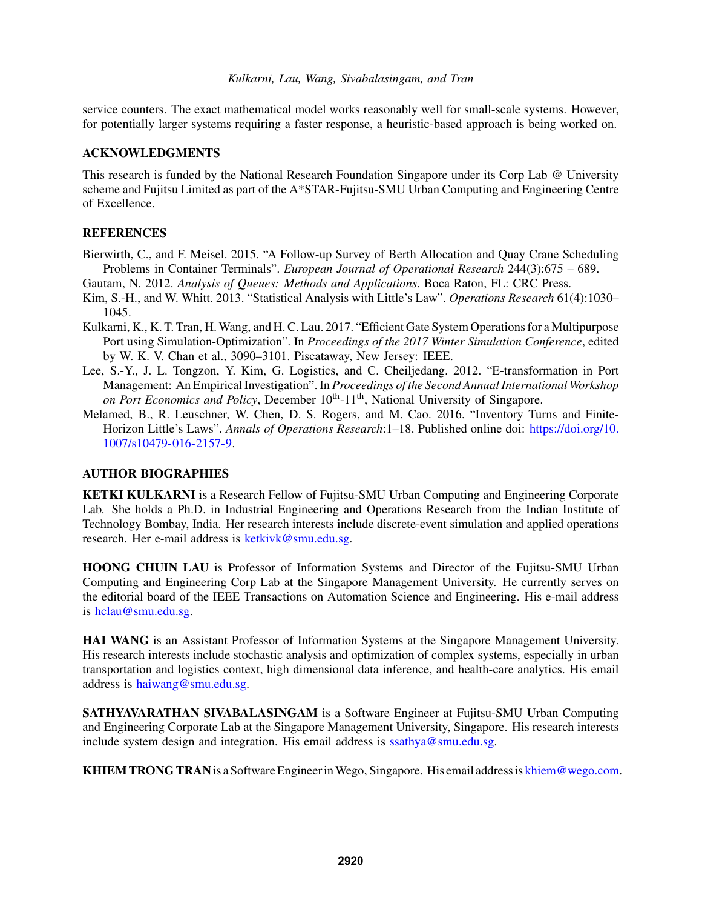service counters. The exact mathematical model works reasonably well for small-scale systems. However, for potentially larger systems requiring a faster response, a heuristic-based approach is being worked on.

## ACKNOWLEDGMENTS

This research is funded by the National Research Foundation Singapore under its Corp Lab @ University scheme and Fujitsu Limited as part of the A*STAR-Fujitsu-SMU Urban Computing and Engineering Centre of Excellence.

## REFERENCES

Bierwirth, C., and F. Meisel. 2015. "A Follow-up Survey of Berth Allocation and Quay Crane Scheduling Problems in Container Terminals". *European Journal of Operational Research* 244(3):675 – 689.

Gautam, N. 2012. *Analysis of Queues: Methods and Applications*. Boca Raton, FL: CRC Press.

Kim, S.-H., and W. Whitt. 2013. "Statistical Analysis with Little's Law". *Operations Research* 61(4):1030–1045.

Kulkarni, K., K. T. Tran, H. Wang, and H. C. Lau. 2017. "Efficient Gate System Operations for a Multipurpose Port using Simulation-Optimization". In *Proceedings of the 2017 Winter Simulation Conference*, edited by W. K. V. Chan et al., 3090–3101. Piscataway, New Jersey: IEEE.

Lee, S.-Y., J. L. Tongzon, Y. Kim, G. Logistics, and C. Cheiljedang. 2012. "E-transformation in Port Management: An Empirical Investigation". In *Proceedings of the Second Annual International Workshop on Port Economics and Policy*, December 10th-11th, National University of Singapore.

Melamed, B., R. Leuschner, W. Chen, D. S. Rogers, and M. Cao. 2016. "Inventory Turns and Finite-Horizon Little's Laws". *Annals of Operations Research*:1–18. Published online doi: https://doi.org/10.1007/s10479-016-2157-9.

## AUTHOR BIOGRAPHIES

**KETKI KULKARNI** is a Research Fellow of Fujitsu-SMU Urban Computing and Engineering Corporate Lab. She holds a Ph.D. in Industrial Engineering and Operations Research from the Indian Institute of Technology Bombay, India. Her research interests include discrete-event simulation and applied operations research. Her e-mail address is ketkivk@smu.edu.sg.

**HOONG CHUIN LAU** is Professor of Information Systems and Director of the Fujitsu-SMU Urban Computing and Engineering Corp Lab at the Singapore Management University. He currently serves on the editorial board of the IEEE Transactions on Automation Science and Engineering. His e-mail address is hclau@smu.edu.sg.

**HAI WANG** is an Assistant Professor of Information Systems at the Singapore Management University. His research interests include stochastic analysis and optimization of complex systems, especially in urban transportation and logistics context, high dimensional data inference, and health-care analytics. His email address is haiwang@smu.edu.sg.

**SATHYAVARATHAN SIVABALASINGAM** is a Software Engineer at Fujitsu-SMU Urban Computing and Engineering Corporate Lab at the Singapore Management University, Singapore. His research interests include system design and integration. His email address is ssathya@smu.edu.sg.

**KHIEM TRONG TRAN** is a Software Engineer in Wego, Singapore. His email address is khiem@wego.com.